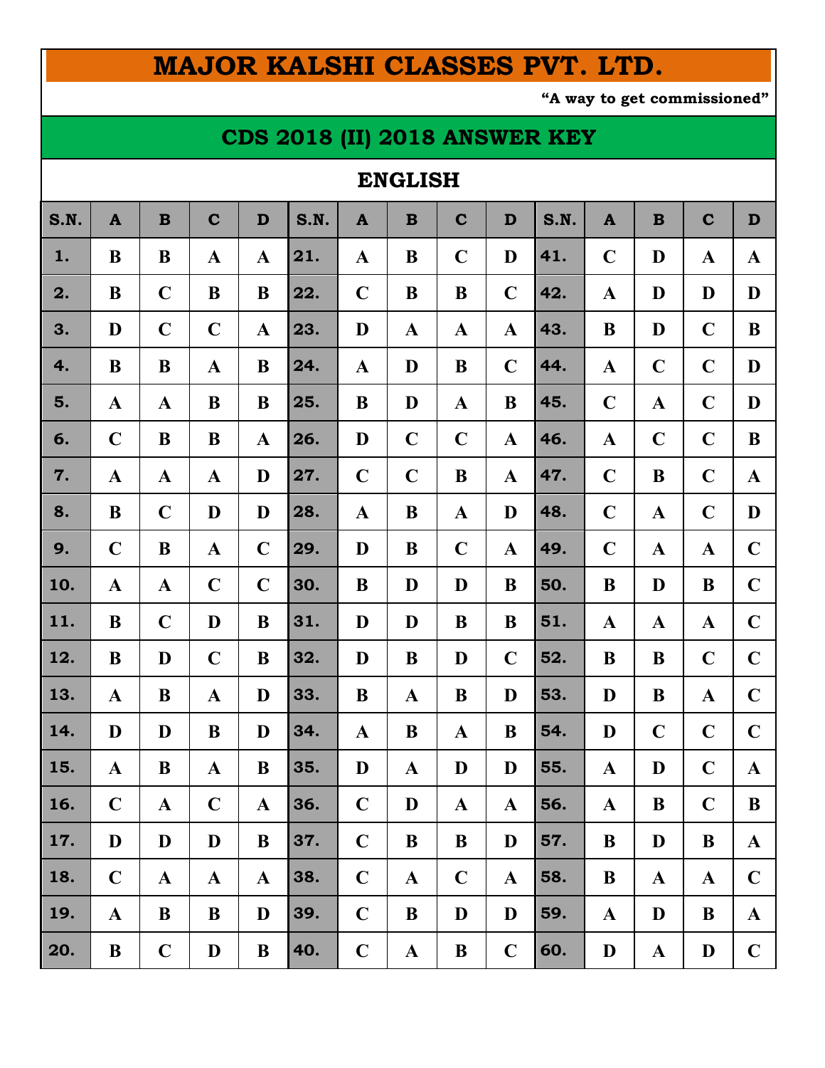# MAJOR KALSHI CLASSES PVT. LTD.

**"A way to get commissioned"**

## CDS 2018 (II) 2018 ANSWER KEY

### ENGLISH

| S.N. | A | B | C | D | S.N. | A | B | C | D | S.N. | A | B | C | D |
|---|---|---|---|---|---|---|---|---|---|---|---|---|---|---|
| 1. | B | B | A | A | 21. | A | B | C | D | 41. | C | D | A | A |
| 2. | B | C | B | B | 22. | C | B | B | C | 42. | A | D | D | D |
| 3. | D | C | C | A | 23. | D | A | A | A | 43. | B | D | C | B |
| 4. | B | B | A | B | 24. | A | D | B | C | 44. | A | C | C | D |
| 5. | A | A | B | B | 25. | B | D | A | B | 45. | C | A | C | D |
| 6. | C | B | B | A | 26. | D | C | C | A | 46. | A | C | C | B |
| 7. | A | A | A | D | 27. | C | C | B | A | 47. | C | B | C | A |
| 8. | B | C | D | D | 28. | A | B | A | D | 48. | C | A | C | D |
| 9. | C | B | A | C | 29. | D | B | C | A | 49. | C | A | A | C |
| 10. | A | A | C | C | 30. | B | D | D | B | 50. | B | D | B | C |
| 11. | B | C | D | B | 31. | D | D | B | B | 51. | A | A | A | C |
| 12. | B | D | C | B | 32. | D | B | D | C | 52. | B | B | C | C |
| 13. | A | B | A | D | 33. | B | A | B | D | 53. | D | B | A | C |
| 14. | D | D | B | D | 34. | A | B | A | B | 54. | D | C | C | C |
| 15. | A | B | A | B | 35. | D | A | D | D | 55. | A | D | C | A |
| 16. | C | A | C | A | 36. | C | D | A | A | 56. | A | B | C | B |
| 17. | D | D | D | B | 37. | C | B | B | D | 57. | B | D | B | A |
| 18. | C | A | A | A | 38. | C | A | C | A | 58. | B | A | A | C |
| 19. | A | B | B | D | 39. | C | B | D | D | 59. | A | D | B | A |
| 20. | B | C | D | B | 40. | C | A | B | C | 60. | D | A | D | C |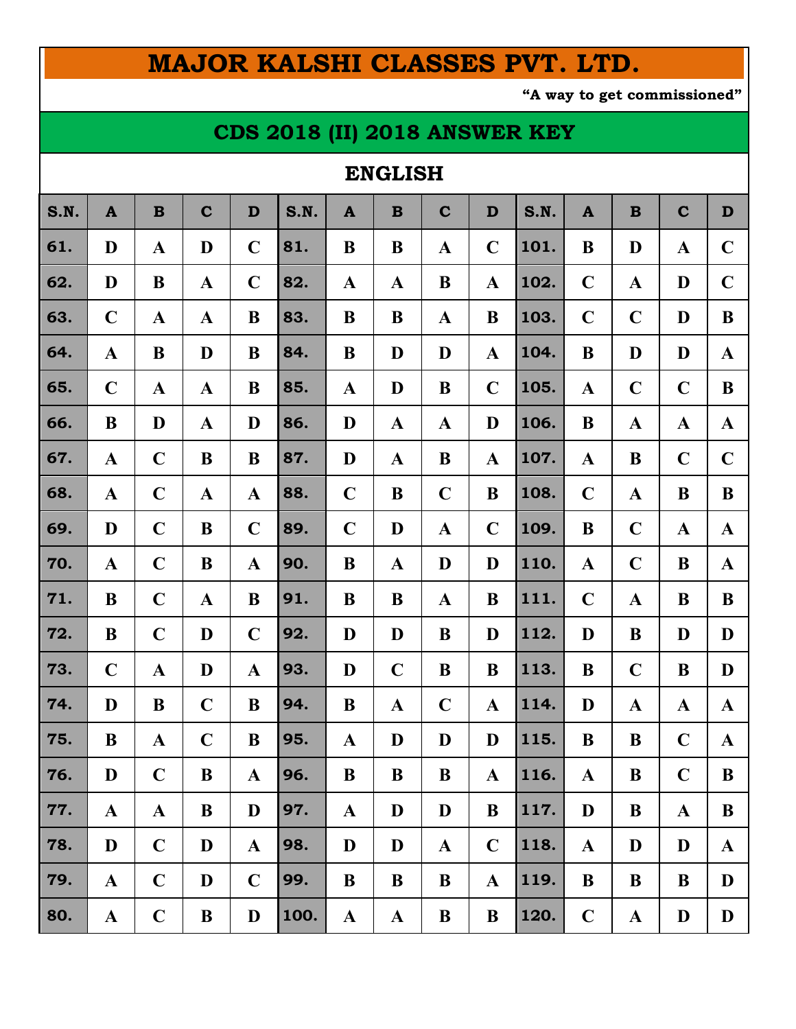# MAJOR KALSHI CLASSES PVT. LTD.

**"A way to get commissioned"**

## CDS 2018 (II) 2018 ANSWER KEY

### ENGLISH

| S.N. | A | B | C | D | S.N. | A | B | C | D | S.N. | A | B | C | D |
|---|---|---|---|---|---|---|---|---|---|---|---|---|---|---|
| 61. | D | A | D | C | 81. | B | B | A | C | 101. | B | D | A | C |
| 62. | D | B | A | C | 82. | A | A | B | A | 102. | C | A | D | C |
| 63. | C | A | A | B | 83. | B | B | A | B | 103. | C | C | D | B |
| 64. | A | B | D | B | 84. | B | D | D | A | 104. | B | D | D | A |
| 65. | C | A | A | B | 85. | A | D | B | C | 105. | A | C | C | B |
| 66. | B | D | A | D | 86. | D | A | A | D | 106. | B | A | A | A |
| 67. | A | C | B | B | 87. | D | A | B | A | 107. | A | B | C | C |
| 68. | A | C | A | A | 88. | C | B | C | B | 108. | C | A | B | B |
| 69. | D | C | B | C | 89. | C | D | A | C | 109. | B | C | A | A |
| 70. | A | C | B | A | 90. | B | A | D | D | 110. | A | C | B | A |
| 71. | B | C | A | B | 91. | B | B | A | B | 111. | C | A | B | B |
| 72. | B | C | D | C | 92. | D | D | B | D | 112. | D | B | D | D |
| 73. | C | A | D | A | 93. | D | C | B | B | 113. | B | C | B | D |
| 74. | D | B | C | B | 94. | B | A | C | A | 114. | D | A | A | A |
| 75. | B | A | C | B | 95. | A | D | D | D | 115. | B | B | C | A |
| 76. | D | C | B | A | 96. | B | B | B | A | 116. | A | B | C | B |
| 77. | A | A | B | D | 97. | A | D | D | B | 117. | D | B | A | B |
| 78. | D | C | D | A | 98. | D | D | A | C | 118. | A | D | D | A |
| 79. | A | C | D | C | 99. | B | B | B | A | 119. | B | B | B | D |
| 80. | A | C | B | D | 100. | A | A | B | B | 120. | C | A | D | D |